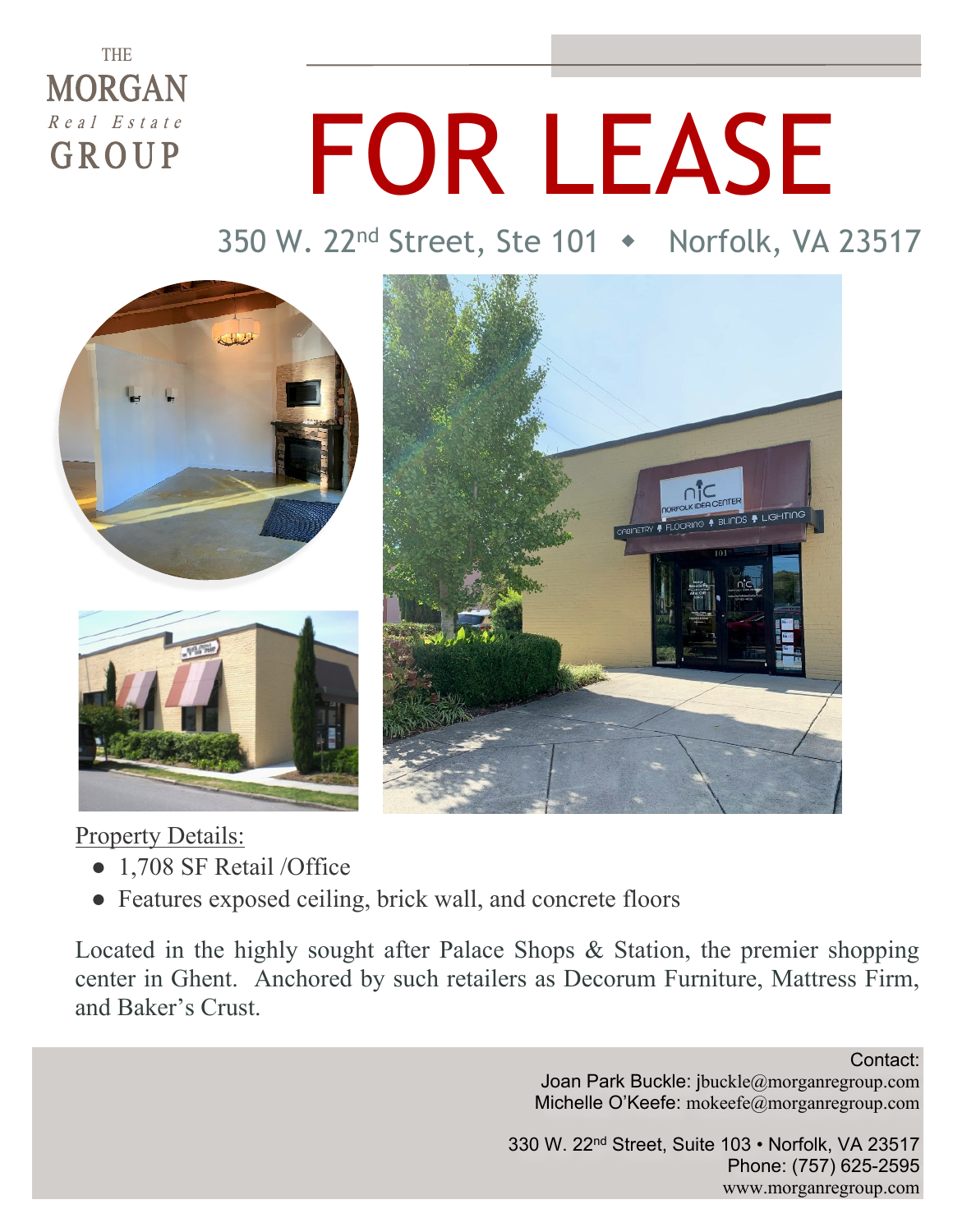THE
MORGAN
*Real Estate*
GROUP

# FOR LEASE

## 350 W. 22nd Street, Ste 101 ◆ Norfolk, VA 23517

Property Details:

- 1,708 SF Retail /Office
- Features exposed ceiling, brick wall, and concrete floors

Located in the highly sought after Palace Shops & Station, the premier shopping center in Ghent. Anchored by such retailers as Decorum Furniture, Mattress Firm, and Baker's Crust.

Contact:
Joan Park Buckle: jbuckle@morganregroup.com
Michelle O'Keefe: mokeefe@morganregroup.com

330 W. 22nd Street, Suite 103 • Norfolk, VA 23517
Phone: (757) 625-2595
www.morganregroup.com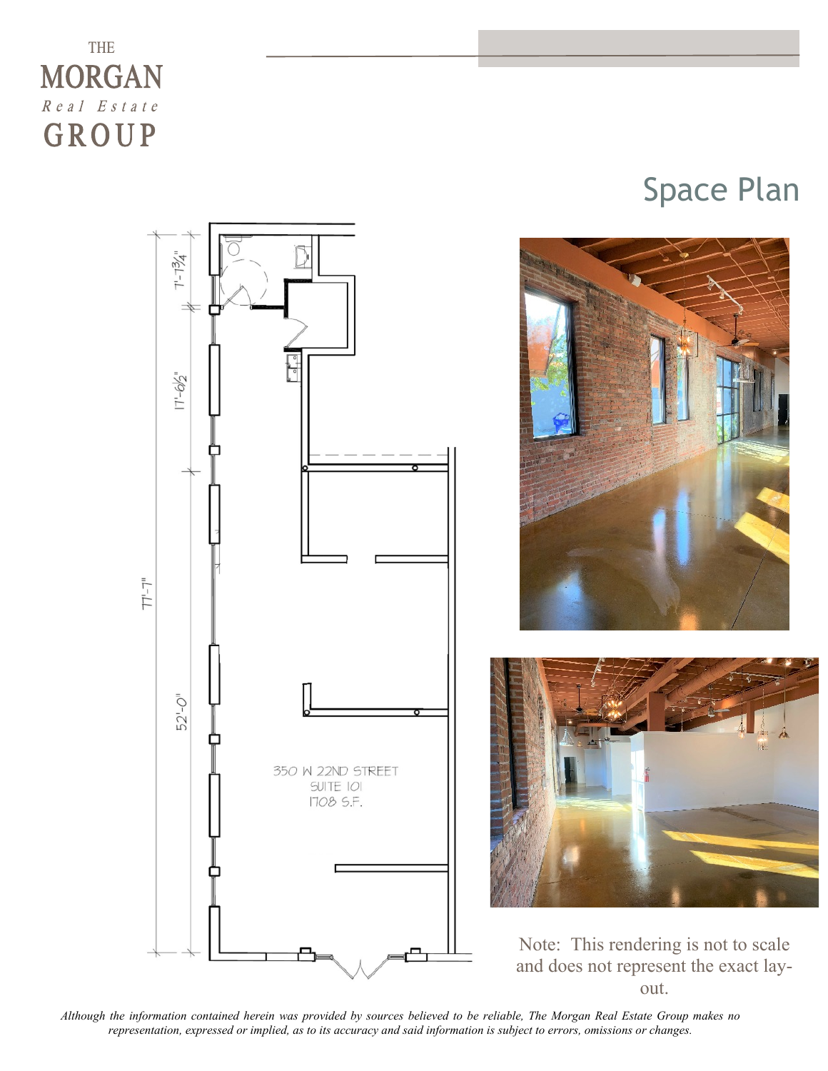THE
MORGAN
*Real Estate*
GROUP

# Space Plan

7'-7¾"

17'-6½"

52'-0"

77'-7"

350 W 22ND STREET
SUITE 101
1708 S.F.

Note: This rendering is not to scale and does not represent the exact layout.

*Although the information contained herein was provided by sources believed to be reliable, The Morgan Real Estate Group makes no representation, expressed or implied, as to its accuracy and said information is subject to errors, omissions or changes.*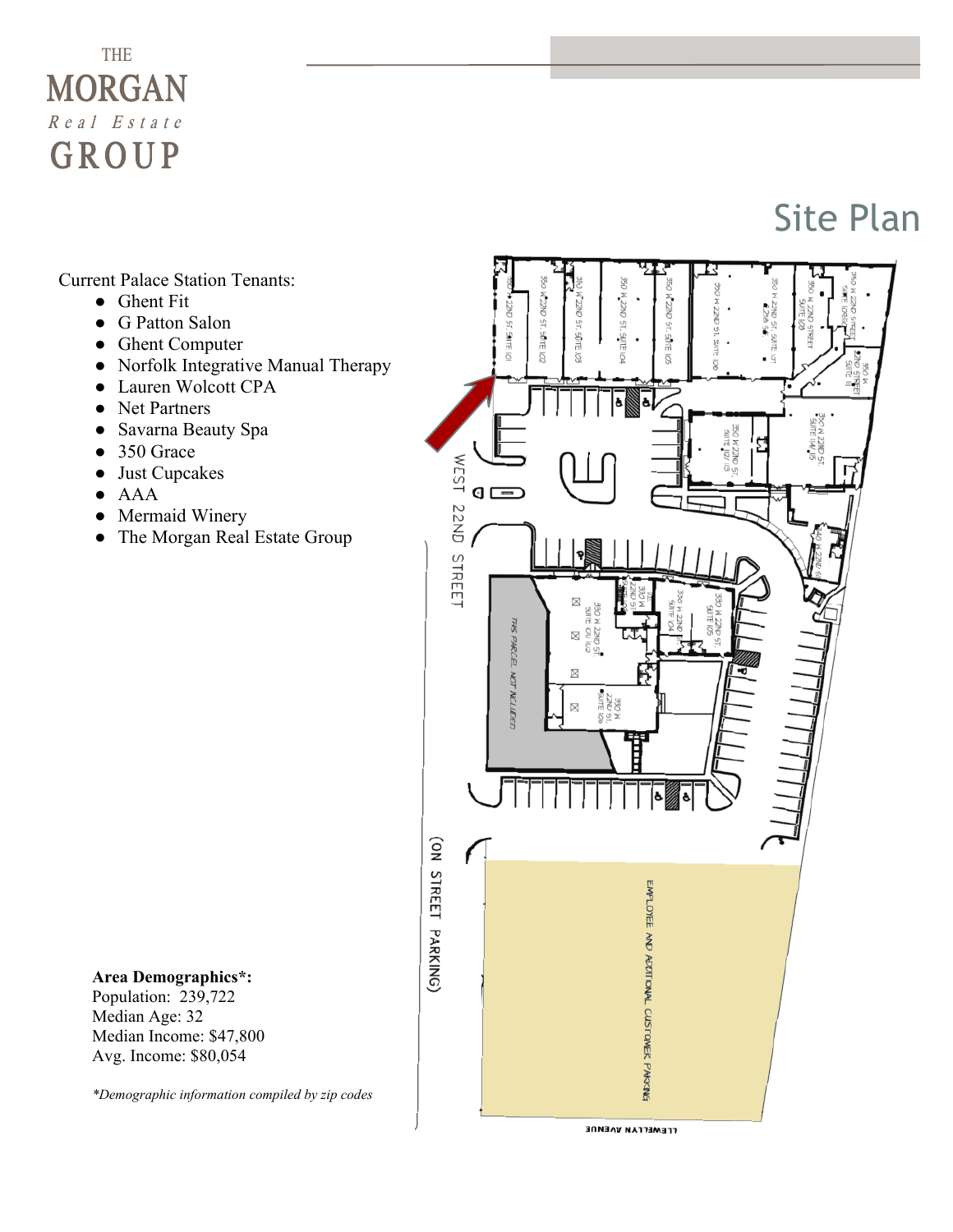THE
MORGAN
Real Estate
GROUP

# Site Plan

Current Palace Station Tenants:

- Ghent Fit
- G Patton Salon
- Ghent Computer
- Norfolk Integrative Manual Therapy
- Lauren Wolcott CPA
- Net Partners
- Savarna Beauty Spa
- 350 Grace
- Just Cupcakes
- AAA
- Mermaid Winery
- The Morgan Real Estate Group

WEST 22ND STREET

(ON STREET PARKING)

THIS PARCEL NOT INCLUDED

EMPLOYEE AND ADDITIONAL CUSTOMER PARKING

LLEWELLYN AVENUE

**Area Demographics*:**
Population: 239,722
Median Age: 32
Median Income: $47,800
Avg. Income: $80,054

*\*Demographic information compiled by zip codes*